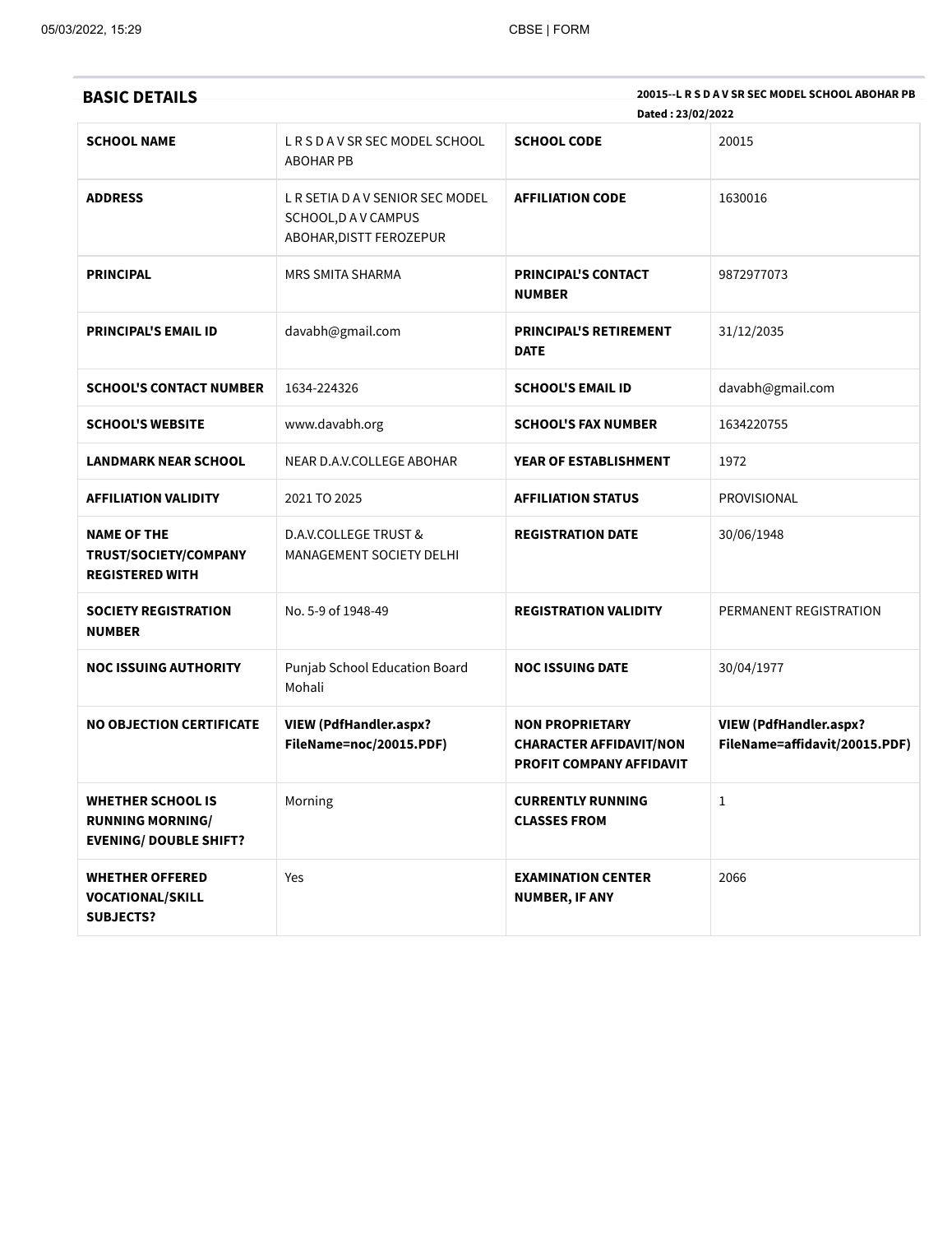## BASIC DETAILS

**20015--L R S D A V SR SEC MODEL SCHOOL ABOHAR PB**

**Dated : 23/02/2022**

| | | | |
|---|---|---|---|
| **SCHOOL NAME** | L R S D A V SR SEC MODEL SCHOOL ABOHAR PB | **SCHOOL CODE** | 20015 |
| **ADDRESS** | L R SETIA D A V SENIOR SEC MODEL SCHOOL,D A V CAMPUS ABOHAR,DISTT FEROZEPUR | **AFFILIATION CODE** | 1630016 |
| **PRINCIPAL** | MRS SMITA SHARMA | **PRINCIPAL'S CONTACT NUMBER** | 9872977073 |
| **PRINCIPAL'S EMAIL ID** | davabh@gmail.com | **PRINCIPAL'S RETIREMENT DATE** | 31/12/2035 |
| **SCHOOL'S CONTACT NUMBER** | 1634-224326 | **SCHOOL'S EMAIL ID** | davabh@gmail.com |
| **SCHOOL'S WEBSITE** | www.davabh.org | **SCHOOL'S FAX NUMBER** | 1634220755 |
| **LANDMARK NEAR SCHOOL** | NEAR D.A.V.COLLEGE ABOHAR | **YEAR OF ESTABLISHMENT** | 1972 |
| **AFFILIATION VALIDITY** | 2021 TO 2025 | **AFFILIATION STATUS** | PROVISIONAL |
| **NAME OF THE TRUST/SOCIETY/COMPANY REGISTERED WITH** | D.A.V.COLLEGE TRUST & MANAGEMENT SOCIETY DELHI | **REGISTRATION DATE** | 30/06/1948 |
| **SOCIETY REGISTRATION NUMBER** | No. 5-9 of 1948-49 | **REGISTRATION VALIDITY** | PERMANENT REGISTRATION |
| **NOC ISSUING AUTHORITY** | Punjab School Education Board Mohali | **NOC ISSUING DATE** | 30/04/1977 |
| **NO OBJECTION CERTIFICATE** | **VIEW (PdfHandler.aspx?FileName=noc/20015.PDF)** | **NON PROPRIETARY CHARACTER AFFIDAVIT/NON PROFIT COMPANY AFFIDAVIT** | **VIEW (PdfHandler.aspx?FileName=affidavit/20015.PDF)** |
| **WHETHER SCHOOL IS RUNNING MORNING/ EVENING/ DOUBLE SHIFT?** | Morning | **CURRENTLY RUNNING CLASSES FROM** | 1 |
| **WHETHER OFFERED VOCATIONAL/SKILL SUBJECTS?** | Yes | **EXAMINATION CENTER NUMBER, IF ANY** | 2066 |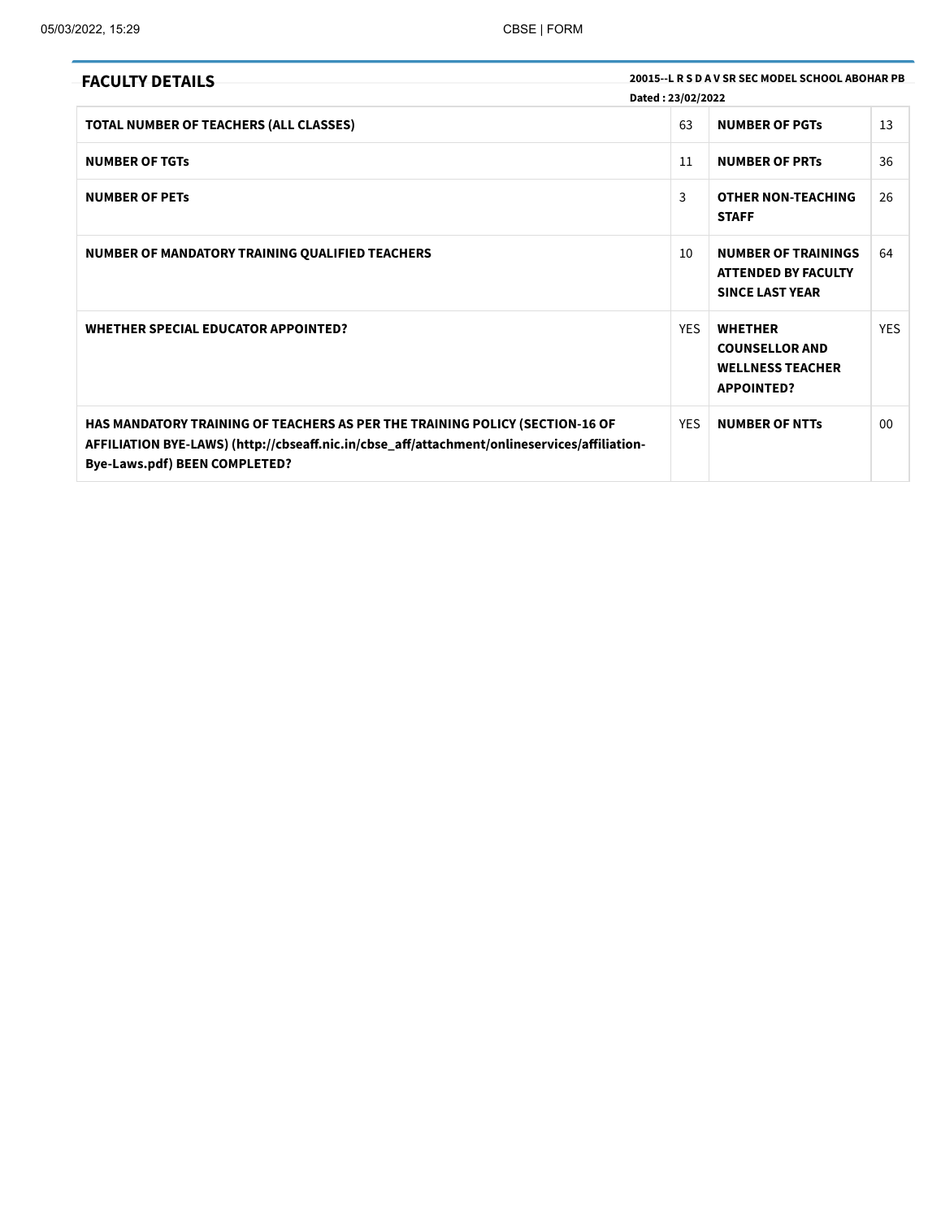## FACULTY DETAILS

**20015--L R S D A V SR SEC MODEL SCHOOL ABOHAR PB**

**Dated : 23/02/2022**

| | | | |
|---|---|---|---|
| **TOTAL NUMBER OF TEACHERS (ALL CLASSES)** | 63 | **NUMBER OF PGTs** | 13 |
| **NUMBER OF TGTs** | 11 | **NUMBER OF PRTs** | 36 |
| **NUMBER OF PETs** | 3 | **OTHER NON-TEACHING STAFF** | 26 |
| **NUMBER OF MANDATORY TRAINING QUALIFIED TEACHERS** | 10 | **NUMBER OF TRAININGS ATTENDED BY FACULTY SINCE LAST YEAR** | 64 |
| **WHETHER SPECIAL EDUCATOR APPOINTED?** | YES | **WHETHER COUNSELLOR AND WELLNESS TEACHER APPOINTED?** | YES |
| **HAS MANDATORY TRAINING OF TEACHERS AS PER THE TRAINING POLICY (SECTION-16 OF AFFILIATION BYE-LAWS) (http://cbseaff.nic.in/cbse_aff/attachment/onlineservices/affiliation-Bye-Laws.pdf) BEEN COMPLETED?** | YES | **NUMBER OF NTTs** | 00 |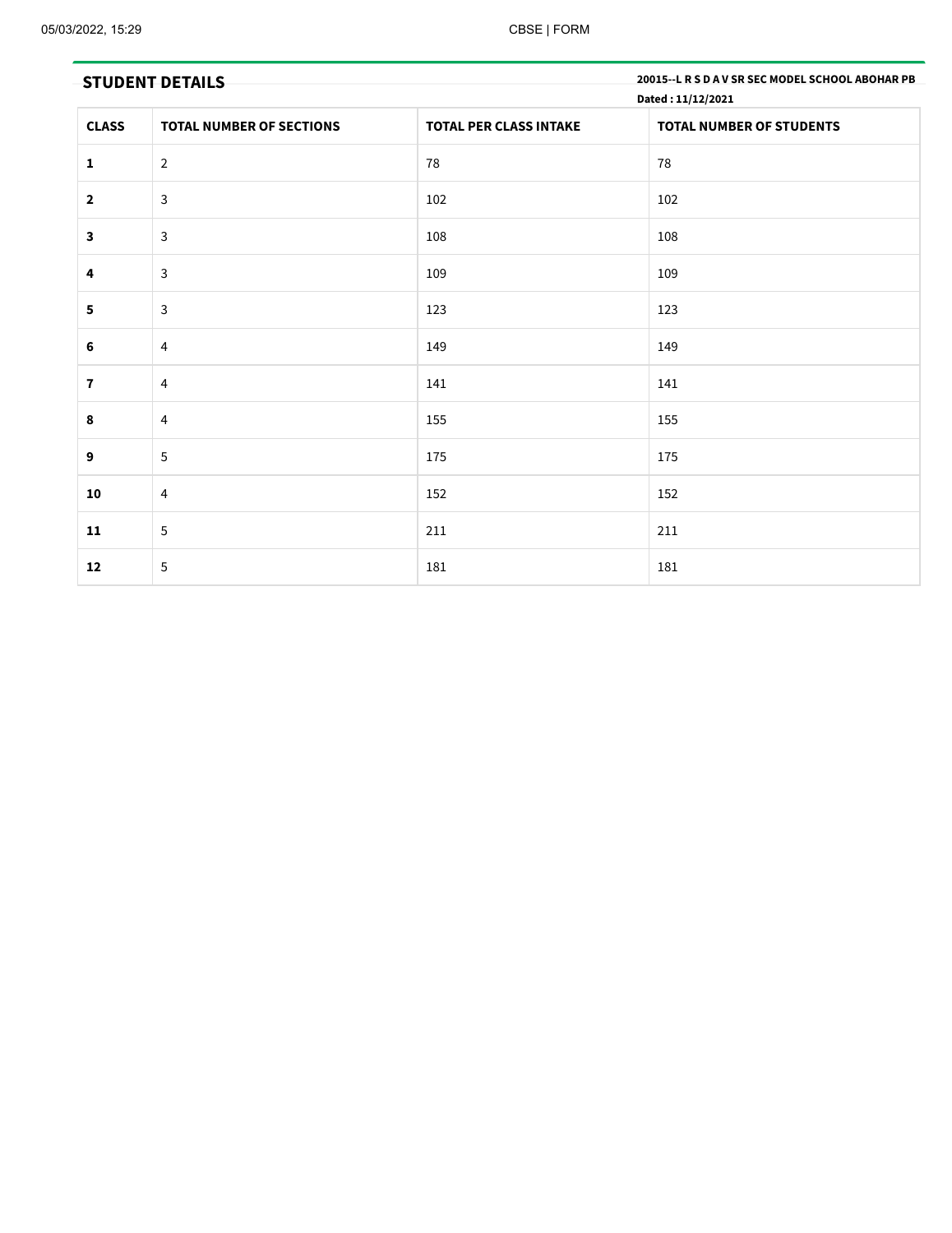## STUDENT DETAILS

**20015--L R S D A V SR SEC MODEL SCHOOL ABOHAR PB**

**Dated : 11/12/2021**

| CLASS | TOTAL NUMBER OF SECTIONS | TOTAL PER CLASS INTAKE | TOTAL NUMBER OF STUDENTS |
|---|---|---|---|
| **1** | 2 | 78 | 78 |
| **2** | 3 | 102 | 102 |
| **3** | 3 | 108 | 108 |
| **4** | 3 | 109 | 109 |
| **5** | 3 | 123 | 123 |
| **6** | 4 | 149 | 149 |
| **7** | 4 | 141 | 141 |
| **8** | 4 | 155 | 155 |
| **9** | 5 | 175 | 175 |
| **10** | 4 | 152 | 152 |
| **11** | 5 | 211 | 211 |
| **12** | 5 | 181 | 181 |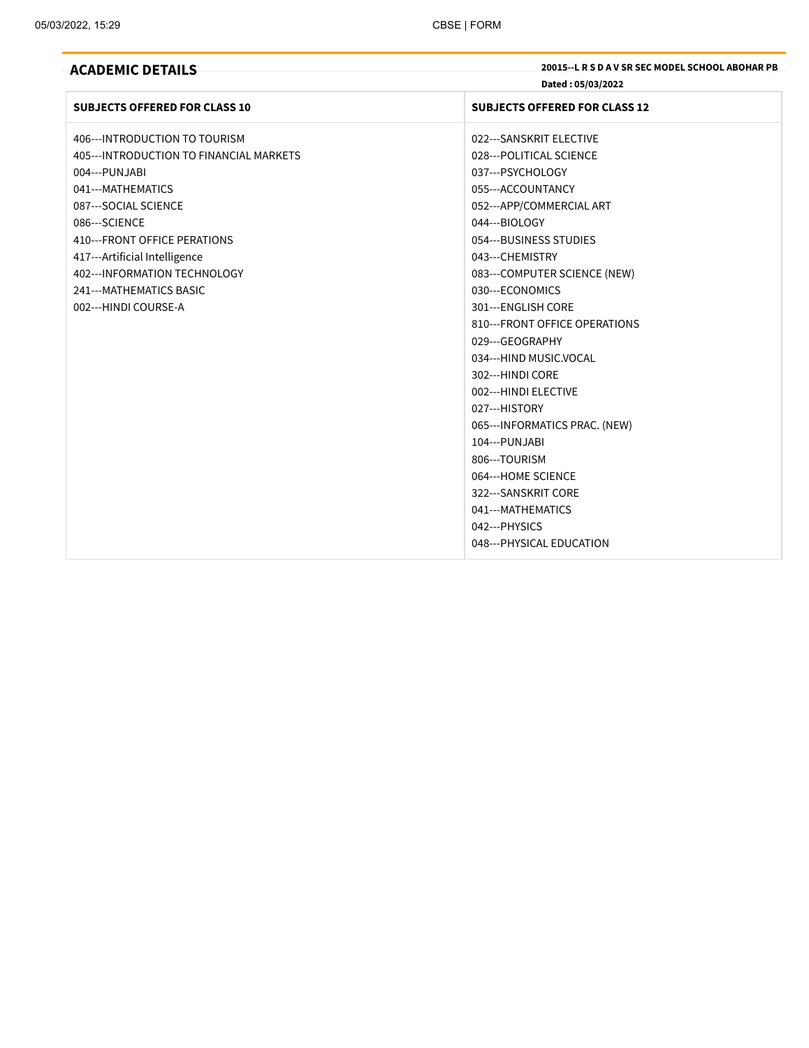## ACADEMIC DETAILS

**20015--L R S D A V SR SEC MODEL SCHOOL ABOHAR PB**

**Dated : 05/03/2022**

| SUBJECTS OFFERED FOR CLASS 10 | SUBJECTS OFFERED FOR CLASS 12 |
|---|---|
| 406---INTRODUCTION TO TOURISM | 022---SANSKRIT ELECTIVE |
| 405---INTRODUCTION TO FINANCIAL MARKETS | 028---POLITICAL SCIENCE |
| 004---PUNJABI | 037---PSYCHOLOGY |
| 041---MATHEMATICS | 055---ACCOUNTANCY |
| 087---SOCIAL SCIENCE | 052---APP/COMMERCIAL ART |
| 086---SCIENCE | 044---BIOLOGY |
| 410---FRONT OFFICE PERATIONS | 054---BUSINESS STUDIES |
| 417---Artificial Intelligence | 043---CHEMISTRY |
| 402---INFORMATION TECHNOLOGY | 083---COMPUTER SCIENCE (NEW) |
| 241---MATHEMATICS BASIC | 030---ECONOMICS |
| 002---HINDI COURSE-A | 301---ENGLISH CORE |
| | 810---FRONT OFFICE OPERATIONS |
| | 029---GEOGRAPHY |
| | 034---HIND MUSIC.VOCAL |
| | 302---HINDI CORE |
| | 002---HINDI ELECTIVE |
| | 027---HISTORY |
| | 065---INFORMATICS PRAC. (NEW) |
| | 104---PUNJABI |
| | 806---TOURISM |
| | 064---HOME SCIENCE |
| | 322---SANSKRIT CORE |
| | 041---MATHEMATICS |
| | 042---PHYSICS |
| | 048---PHYSICAL EDUCATION |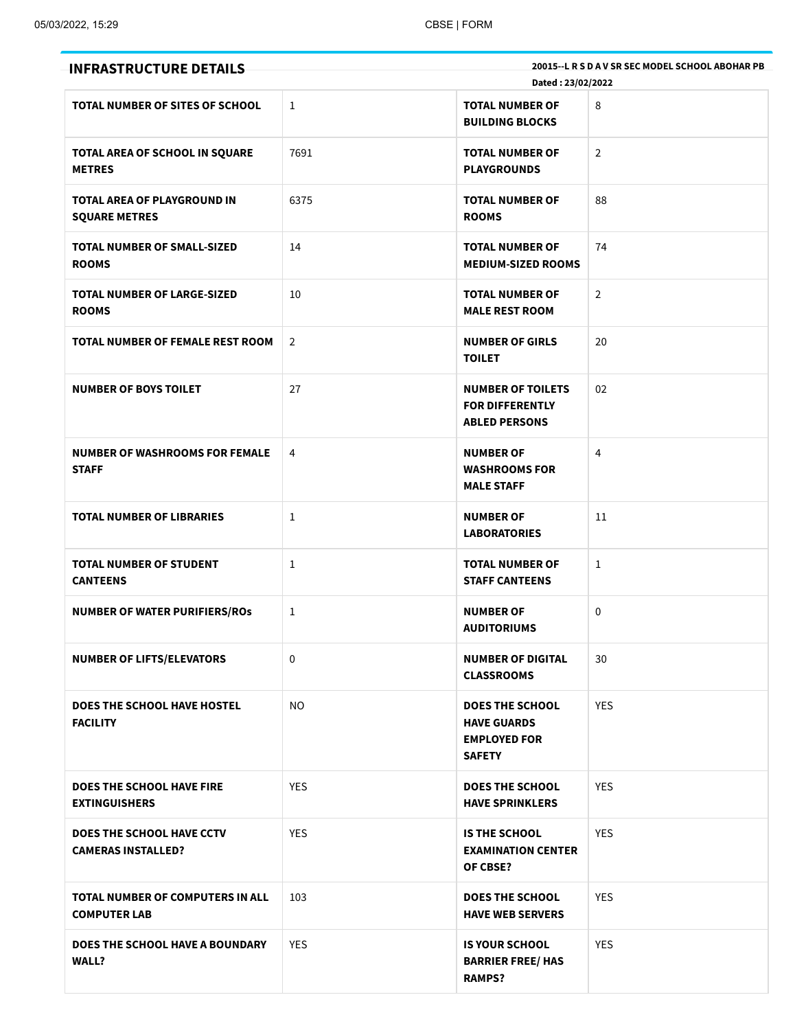## INFRASTRUCTURE DETAILS

**20015--L R S D A V SR SEC MODEL SCHOOL ABOHAR PB**

**Dated : 23/02/2022**

| | | | |
|---|---|---|---|
| **TOTAL NUMBER OF SITES OF SCHOOL** | 1 | **TOTAL NUMBER OF BUILDING BLOCKS** | 8 |
| **TOTAL AREA OF SCHOOL IN SQUARE METRES** | 7691 | **TOTAL NUMBER OF PLAYGROUNDS** | 2 |
| **TOTAL AREA OF PLAYGROUND IN SQUARE METRES** | 6375 | **TOTAL NUMBER OF ROOMS** | 88 |
| **TOTAL NUMBER OF SMALL-SIZED ROOMS** | 14 | **TOTAL NUMBER OF MEDIUM-SIZED ROOMS** | 74 |
| **TOTAL NUMBER OF LARGE-SIZED ROOMS** | 10 | **TOTAL NUMBER OF MALE REST ROOM** | 2 |
| **TOTAL NUMBER OF FEMALE REST ROOM** | 2 | **NUMBER OF GIRLS TOILET** | 20 |
| **NUMBER OF BOYS TOILET** | 27 | **NUMBER OF TOILETS FOR DIFFERENTLY ABLED PERSONS** | 02 |
| **NUMBER OF WASHROOMS FOR FEMALE STAFF** | 4 | **NUMBER OF WASHROOMS FOR MALE STAFF** | 4 |
| **TOTAL NUMBER OF LIBRARIES** | 1 | **NUMBER OF LABORATORIES** | 11 |
| **TOTAL NUMBER OF STUDENT CANTEENS** | 1 | **TOTAL NUMBER OF STAFF CANTEENS** | 1 |
| **NUMBER OF WATER PURIFIERS/ROs** | 1 | **NUMBER OF AUDITORIUMS** | 0 |
| **NUMBER OF LIFTS/ELEVATORS** | 0 | **NUMBER OF DIGITAL CLASSROOMS** | 30 |
| **DOES THE SCHOOL HAVE HOSTEL FACILITY** | NO | **DOES THE SCHOOL HAVE GUARDS EMPLOYED FOR SAFETY** | YES |
| **DOES THE SCHOOL HAVE FIRE EXTINGUISHERS** | YES | **DOES THE SCHOOL HAVE SPRINKLERS** | YES |
| **DOES THE SCHOOL HAVE CCTV CAMERAS INSTALLED?** | YES | **IS THE SCHOOL EXAMINATION CENTER OF CBSE?** | YES |
| **TOTAL NUMBER OF COMPUTERS IN ALL COMPUTER LAB** | 103 | **DOES THE SCHOOL HAVE WEB SERVERS** | YES |
| **DOES THE SCHOOL HAVE A BOUNDARY WALL?** | YES | **IS YOUR SCHOOL BARRIER FREE/ HAS RAMPS?** | YES |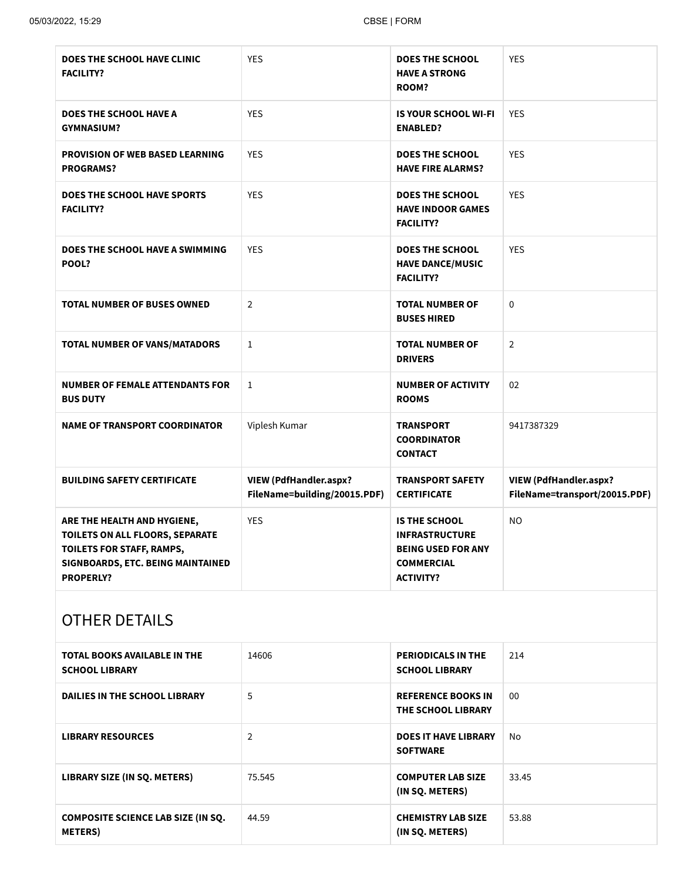| DOES THE SCHOOL HAVE CLINIC FACILITY? | YES | DOES THE SCHOOL HAVE A STRONG ROOM? | YES |
|---|---|---|---|
| DOES THE SCHOOL HAVE A GYMNASIUM? | YES | IS YOUR SCHOOL WI-FI ENABLED? | YES |
| PROVISION OF WEB BASED LEARNING PROGRAMS? | YES | DOES THE SCHOOL HAVE FIRE ALARMS? | YES |
| DOES THE SCHOOL HAVE SPORTS FACILITY? | YES | DOES THE SCHOOL HAVE INDOOR GAMES FACILITY? | YES |
| DOES THE SCHOOL HAVE A SWIMMING POOL? | YES | DOES THE SCHOOL HAVE DANCE/MUSIC FACILITY? | YES |
| TOTAL NUMBER OF BUSES OWNED | 2 | TOTAL NUMBER OF BUSES HIRED | 0 |
| TOTAL NUMBER OF VANS/MATADORS | 1 | TOTAL NUMBER OF DRIVERS | 2 |
| NUMBER OF FEMALE ATTENDANTS FOR BUS DUTY | 1 | NUMBER OF ACTIVITY ROOMS | 02 |
| NAME OF TRANSPORT COORDINATOR | Viplesh Kumar | TRANSPORT COORDINATOR CONTACT | 9417387329 |
| BUILDING SAFETY CERTIFICATE | VIEW (PdfHandler.aspx?FileName=building/20015.PDF) | TRANSPORT SAFETY CERTIFICATE | VIEW (PdfHandler.aspx?FileName=transport/20015.PDF) |
| ARE THE HEALTH AND HYGIENE, TOILETS ON ALL FLOORS, SEPARATE TOILETS FOR STAFF, RAMPS, SIGNBOARDS, ETC. BEING MAINTAINED PROPERLY? | YES | IS THE SCHOOL INFRASTRUCTURE BEING USED FOR ANY COMMERCIAL ACTIVITY? | NO |

## OTHER DETAILS

| TOTAL BOOKS AVAILABLE IN THE SCHOOL LIBRARY | 14606 | PERIODICALS IN THE SCHOOL LIBRARY | 214 |
|---|---|---|---|
| DAILIES IN THE SCHOOL LIBRARY | 5 | REFERENCE BOOKS IN THE SCHOOL LIBRARY | 00 |
| LIBRARY RESOURCES | 2 | DOES IT HAVE LIBRARY SOFTWARE | No |
| LIBRARY SIZE (IN SQ. METERS) | 75.545 | COMPUTER LAB SIZE (IN SQ. METERS) | 33.45 |
| COMPOSITE SCIENCE LAB SIZE (IN SQ. METERS) | 44.59 | CHEMISTRY LAB SIZE (IN SQ. METERS) | 53.88 |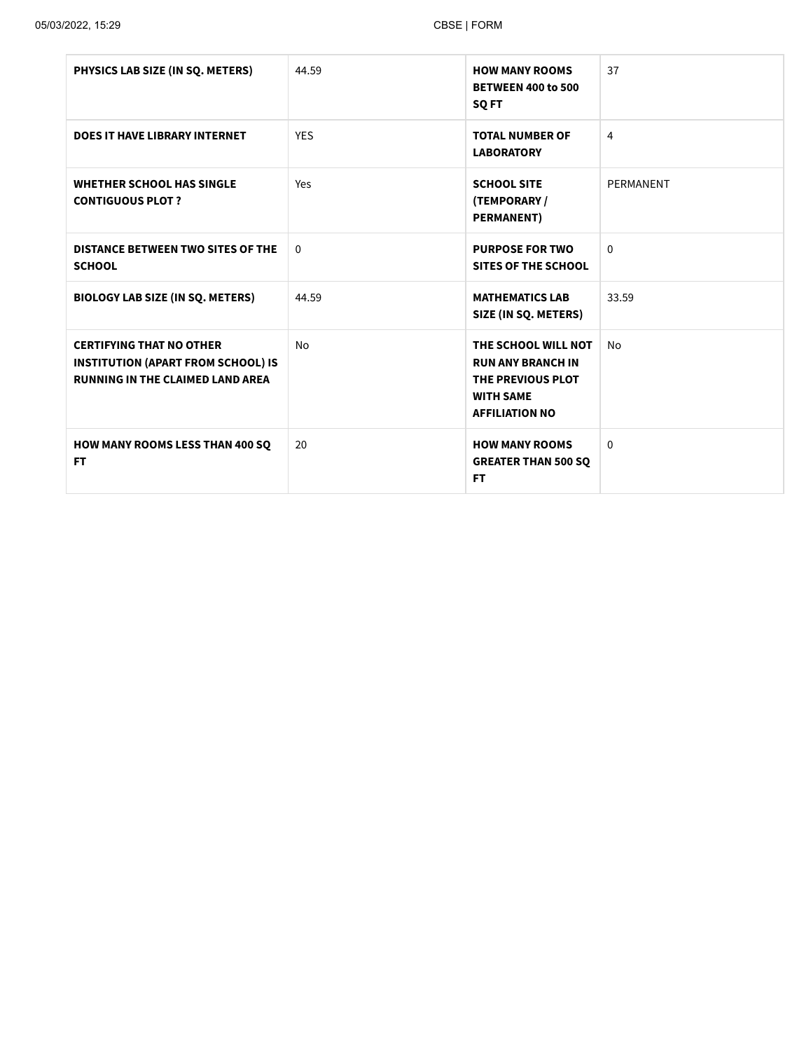| | | | |
|---|---|---|---|
| **PHYSICS LAB SIZE (IN SQ. METERS)** | 44.59 | **HOW MANY ROOMS BETWEEN 400 to 500 SQ FT** | 37 |
| **DOES IT HAVE LIBRARY INTERNET** | YES | **TOTAL NUMBER OF LABORATORY** | 4 |
| **WHETHER SCHOOL HAS SINGLE CONTIGUOUS PLOT ?** | Yes | **SCHOOL SITE (TEMPORARY / PERMANENT)** | PERMANENT |
| **DISTANCE BETWEEN TWO SITES OF THE SCHOOL** | 0 | **PURPOSE FOR TWO SITES OF THE SCHOOL** | 0 |
| **BIOLOGY LAB SIZE (IN SQ. METERS)** | 44.59 | **MATHEMATICS LAB SIZE (IN SQ. METERS)** | 33.59 |
| **CERTIFYING THAT NO OTHER INSTITUTION (APART FROM SCHOOL) IS RUNNING IN THE CLAIMED LAND AREA** | No | **THE SCHOOL WILL NOT RUN ANY BRANCH IN THE PREVIOUS PLOT WITH SAME AFFILIATION NO** | No |
| **HOW MANY ROOMS LESS THAN 400 SQ FT** | 20 | **HOW MANY ROOMS GREATER THAN 500 SQ FT** | 0 |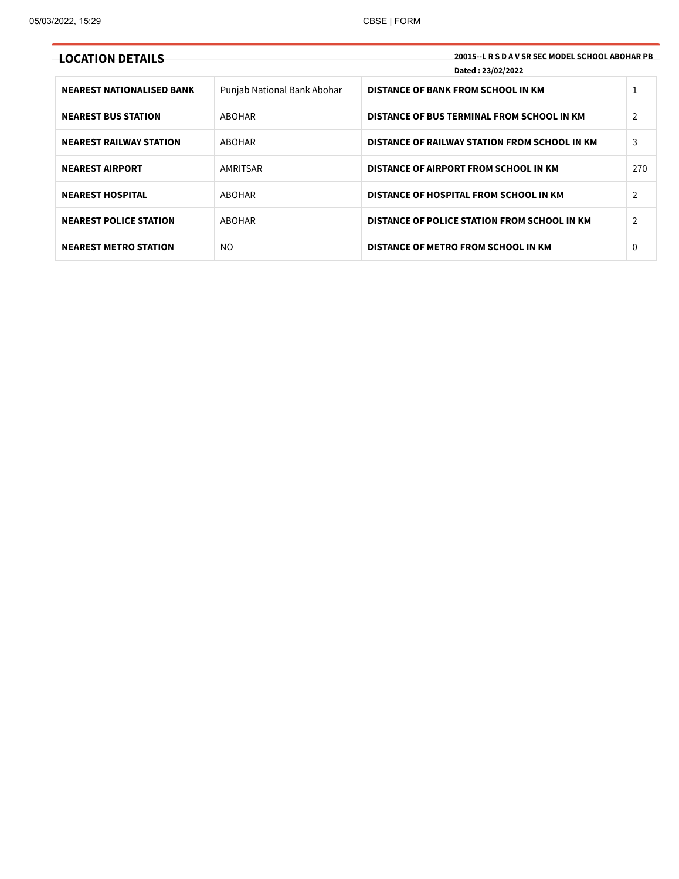## LOCATION DETAILS

**20015--L R S D A V SR SEC MODEL SCHOOL ABOHAR PB**

**Dated : 23/02/2022**

| | | | |
|---|---|---|---|
| **NEAREST NATIONALISED BANK** | Punjab National Bank Abohar | **DISTANCE OF BANK FROM SCHOOL IN KM** | 1 |
| **NEAREST BUS STATION** | ABOHAR | **DISTANCE OF BUS TERMINAL FROM SCHOOL IN KM** | 2 |
| **NEAREST RAILWAY STATION** | ABOHAR | **DISTANCE OF RAILWAY STATION FROM SCHOOL IN KM** | 3 |
| **NEAREST AIRPORT** | AMRITSAR | **DISTANCE OF AIRPORT FROM SCHOOL IN KM** | 270 |
| **NEAREST HOSPITAL** | ABOHAR | **DISTANCE OF HOSPITAL FROM SCHOOL IN KM** | 2 |
| **NEAREST POLICE STATION** | ABOHAR | **DISTANCE OF POLICE STATION FROM SCHOOL IN KM** | 2 |
| **NEAREST METRO STATION** | NO | **DISTANCE OF METRO FROM SCHOOL IN KM** | 0 |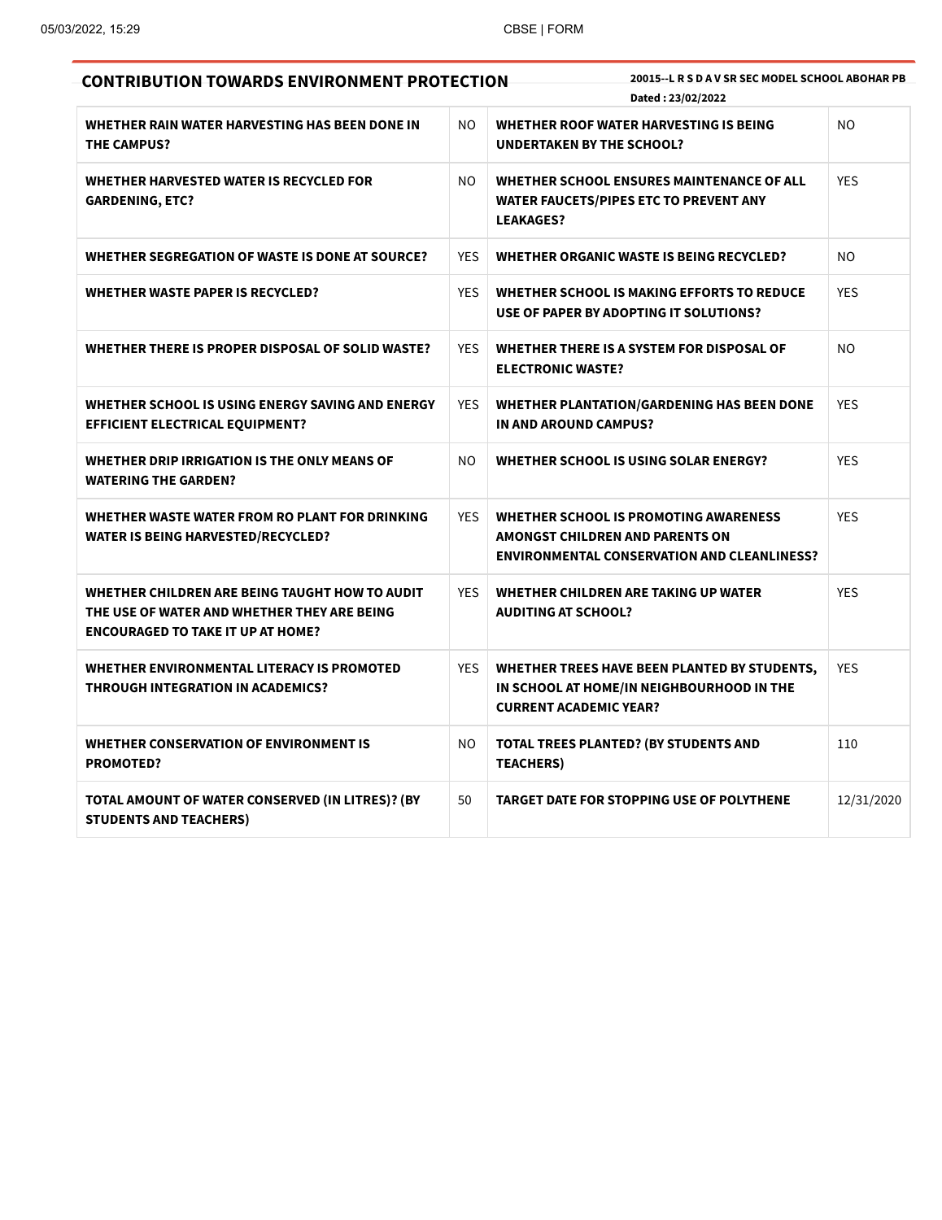## CONTRIBUTION TOWARDS ENVIRONMENT PROTECTION

**20015--L R S D A V SR SEC MODEL SCHOOL ABOHAR PB**
**Dated : 23/02/2022**

| | | | |
|---|---|---|---|
| **WHETHER RAIN WATER HARVESTING HAS BEEN DONE IN THE CAMPUS?** | NO | **WHETHER ROOF WATER HARVESTING IS BEING UNDERTAKEN BY THE SCHOOL?** | NO |
| **WHETHER HARVESTED WATER IS RECYCLED FOR GARDENING, ETC?** | NO | **WHETHER SCHOOL ENSURES MAINTENANCE OF ALL WATER FAUCETS/PIPES ETC TO PREVENT ANY LEAKAGES?** | YES |
| **WHETHER SEGREGATION OF WASTE IS DONE AT SOURCE?** | YES | **WHETHER ORGANIC WASTE IS BEING RECYCLED?** | NO |
| **WHETHER WASTE PAPER IS RECYCLED?** | YES | **WHETHER SCHOOL IS MAKING EFFORTS TO REDUCE USE OF PAPER BY ADOPTING IT SOLUTIONS?** | YES |
| **WHETHER THERE IS PROPER DISPOSAL OF SOLID WASTE?** | YES | **WHETHER THERE IS A SYSTEM FOR DISPOSAL OF ELECTRONIC WASTE?** | NO |
| **WHETHER SCHOOL IS USING ENERGY SAVING AND ENERGY EFFICIENT ELECTRICAL EQUIPMENT?** | YES | **WHETHER PLANTATION/GARDENING HAS BEEN DONE IN AND AROUND CAMPUS?** | YES |
| **WHETHER DRIP IRRIGATION IS THE ONLY MEANS OF WATERING THE GARDEN?** | NO | **WHETHER SCHOOL IS USING SOLAR ENERGY?** | YES |
| **WHETHER WASTE WATER FROM RO PLANT FOR DRINKING WATER IS BEING HARVESTED/RECYCLED?** | YES | **WHETHER SCHOOL IS PROMOTING AWARENESS AMONGST CHILDREN AND PARENTS ON ENVIRONMENTAL CONSERVATION AND CLEANLINESS?** | YES |
| **WHETHER CHILDREN ARE BEING TAUGHT HOW TO AUDIT THE USE OF WATER AND WHETHER THEY ARE BEING ENCOURAGED TO TAKE IT UP AT HOME?** | YES | **WHETHER CHILDREN ARE TAKING UP WATER AUDITING AT SCHOOL?** | YES |
| **WHETHER ENVIRONMENTAL LITERACY IS PROMOTED THROUGH INTEGRATION IN ACADEMICS?** | YES | **WHETHER TREES HAVE BEEN PLANTED BY STUDENTS, IN SCHOOL AT HOME/IN NEIGHBOURHOOD IN THE CURRENT ACADEMIC YEAR?** | YES |
| **WHETHER CONSERVATION OF ENVIRONMENT IS PROMOTED?** | NO | **TOTAL TREES PLANTED? (BY STUDENTS AND TEACHERS)** | 110 |
| **TOTAL AMOUNT OF WATER CONSERVED (IN LITRES)? (BY STUDENTS AND TEACHERS)** | 50 | **TARGET DATE FOR STOPPING USE OF POLYTHENE** | 12/31/2020 |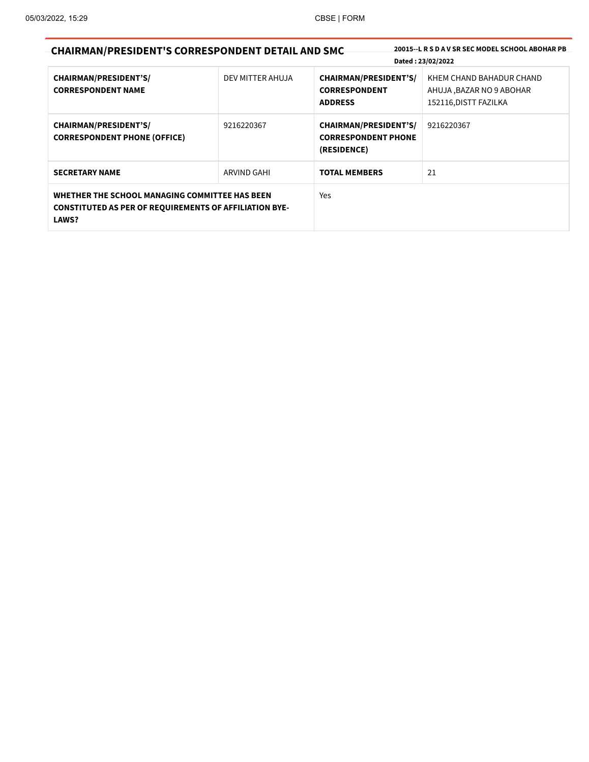## CHAIRMAN/PRESIDENT'S CORRESPONDENT DETAIL AND SMC

**20015--L R S D A V SR SEC MODEL SCHOOL ABOHAR PB**

**Dated : 23/02/2022**

| **CHAIRMAN/PRESIDENT'S/ CORRESPONDENT NAME** | DEV MITTER AHUJA | **CHAIRMAN/PRESIDENT'S/ CORRESPONDENT ADDRESS** | KHEM CHAND BAHADUR CHAND AHUJA ,BAZAR NO 9 ABOHAR 152116,DISTT FAZILKA |
|---|---|---|---|
| **CHAIRMAN/PRESIDENT'S/ CORRESPONDENT PHONE (OFFICE)** | 9216220367 | **CHAIRMAN/PRESIDENT'S/ CORRESPONDENT PHONE (RESIDENCE)** | 9216220367 |
| **SECRETARY NAME** | ARVIND GAHI | **TOTAL MEMBERS** | 21 |
| **WHETHER THE SCHOOL MANAGING COMMITTEE HAS BEEN CONSTITUTED AS PER OF REQUIREMENTS OF AFFILIATION BYE-LAWS?** | | Yes | |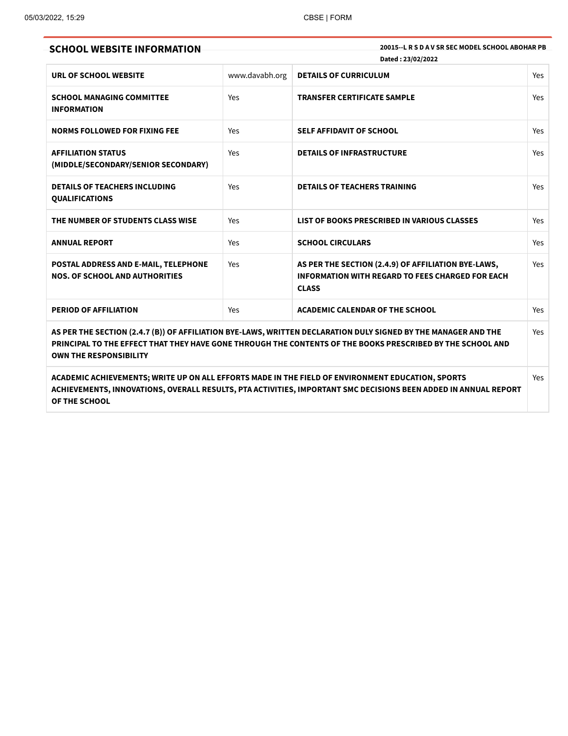## SCHOOL WEBSITE INFORMATION

**20015--L R S D A V SR SEC MODEL SCHOOL ABOHAR PB**

**Dated : 23/02/2022**

| | | | |
|---|---|---|---|
| **URL OF SCHOOL WEBSITE** | www.davabh.org | **DETAILS OF CURRICULUM** | Yes |
| **SCHOOL MANAGING COMMITTEE INFORMATION** | Yes | **TRANSFER CERTIFICATE SAMPLE** | Yes |
| **NORMS FOLLOWED FOR FIXING FEE** | Yes | **SELF AFFIDAVIT OF SCHOOL** | Yes |
| **AFFILIATION STATUS (MIDDLE/SECONDARY/SENIOR SECONDARY)** | Yes | **DETAILS OF INFRASTRUCTURE** | Yes |
| **DETAILS OF TEACHERS INCLUDING QUALIFICATIONS** | Yes | **DETAILS OF TEACHERS TRAINING** | Yes |
| **THE NUMBER OF STUDENTS CLASS WISE** | Yes | **LIST OF BOOKS PRESCRIBED IN VARIOUS CLASSES** | Yes |
| **ANNUAL REPORT** | Yes | **SCHOOL CIRCULARS** | Yes |
| **POSTAL ADDRESS AND E-MAIL, TELEPHONE NOS. OF SCHOOL AND AUTHORITIES** | Yes | **AS PER THE SECTION (2.4.9) OF AFFILIATION BYE-LAWS, INFORMATION WITH REGARD TO FEES CHARGED FOR EACH CLASS** | Yes |
| **PERIOD OF AFFILIATION** | Yes | **ACADEMIC CALENDAR OF THE SCHOOL** | Yes |

| | |
|---|---|
| **AS PER THE SECTION (2.4.7 (B)) OF AFFILIATION BYE-LAWS, WRITTEN DECLARATION DULY SIGNED BY THE MANAGER AND THE PRINCIPAL TO THE EFFECT THAT THEY HAVE GONE THROUGH THE CONTENTS OF THE BOOKS PRESCRIBED BY THE SCHOOL AND OWN THE RESPONSIBILITY** | Yes |
| **ACADEMIC ACHIEVEMENTS; WRITE UP ON ALL EFFORTS MADE IN THE FIELD OF ENVIRONMENT EDUCATION, SPORTS ACHIEVEMENTS, INNOVATIONS, OVERALL RESULTS, PTA ACTIVITIES, IMPORTANT SMC DECISIONS BEEN ADDED IN ANNUAL REPORT OF THE SCHOOL** | Yes |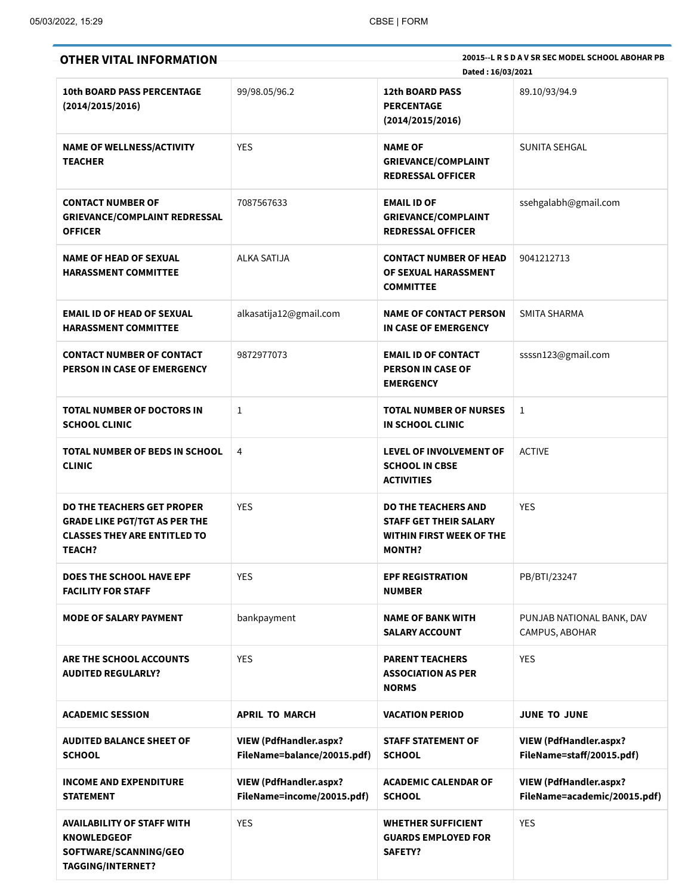## OTHER VITAL INFORMATION

**20015--L R S D A V SR SEC MODEL SCHOOL ABOHAR PB**

**Dated : 16/03/2021**

| | | | |
|---|---|---|---|
| **10th BOARD PASS PERCENTAGE (2014/2015/2016)** | 99/98.05/96.2 | **12th BOARD PASS PERCENTAGE (2014/2015/2016)** | 89.10/93/94.9 |
| **NAME OF WELLNESS/ACTIVITY TEACHER** | YES | **NAME OF GRIEVANCE/COMPLAINT REDRESSAL OFFICER** | SUNITA SEHGAL |
| **CONTACT NUMBER OF GRIEVANCE/COMPLAINT REDRESSAL OFFICER** | 7087567633 | **EMAIL ID OF GRIEVANCE/COMPLAINT REDRESSAL OFFICER** | ssehgalabh@gmail.com |
| **NAME OF HEAD OF SEXUAL HARASSMENT COMMITTEE** | ALKA SATIJA | **CONTACT NUMBER OF HEAD OF SEXUAL HARASSMENT COMMITTEE** | 9041212713 |
| **EMAIL ID OF HEAD OF SEXUAL HARASSMENT COMMITTEE** | alkasatija12@gmail.com | **NAME OF CONTACT PERSON IN CASE OF EMERGENCY** | SMITA SHARMA |
| **CONTACT NUMBER OF CONTACT PERSON IN CASE OF EMERGENCY** | 9872977073 | **EMAIL ID OF CONTACT PERSON IN CASE OF EMERGENCY** | ssssn123@gmail.com |
| **TOTAL NUMBER OF DOCTORS IN SCHOOL CLINIC** | 1 | **TOTAL NUMBER OF NURSES IN SCHOOL CLINIC** | 1 |
| **TOTAL NUMBER OF BEDS IN SCHOOL CLINIC** | 4 | **LEVEL OF INVOLVEMENT OF SCHOOL IN CBSE ACTIVITIES** | ACTIVE |
| **DO THE TEACHERS GET PROPER GRADE LIKE PGT/TGT AS PER THE CLASSES THEY ARE ENTITLED TO TEACH?** | YES | **DO THE TEACHERS AND STAFF GET THEIR SALARY WITHIN FIRST WEEK OF THE MONTH?** | YES |
| **DOES THE SCHOOL HAVE EPF FACILITY FOR STAFF** | YES | **EPF REGISTRATION NUMBER** | PB/BTI/23247 |
| **MODE OF SALARY PAYMENT** | bankpayment | **NAME OF BANK WITH SALARY ACCOUNT** | PUNJAB NATIONAL BANK, DAV CAMPUS, ABOHAR |
| **ARE THE SCHOOL ACCOUNTS AUDITED REGULARLY?** | YES | **PARENT TEACHERS ASSOCIATION AS PER NORMS** | YES |
| **ACADEMIC SESSION** | **APRIL TO MARCH** | **VACATION PERIOD** | **JUNE TO JUNE** |
| **AUDITED BALANCE SHEET OF SCHOOL** | **VIEW (PdfHandler.aspx?FileName=balance/20015.pdf)** | **STAFF STATEMENT OF SCHOOL** | **VIEW (PdfHandler.aspx?FileName=staff/20015.pdf)** |
| **INCOME AND EXPENDITURE STATEMENT** | **VIEW (PdfHandler.aspx?FileName=income/20015.pdf)** | **ACADEMIC CALENDAR OF SCHOOL** | **VIEW (PdfHandler.aspx?FileName=academic/20015.pdf)** |
| **AVAILABILITY OF STAFF WITH KNOWLEDGEOF SOFTWARE/SCANNING/GEO TAGGING/INTERNET?** | YES | **WHETHER SUFFICIENT GUARDS EMPLOYED FOR SAFETY?** | YES |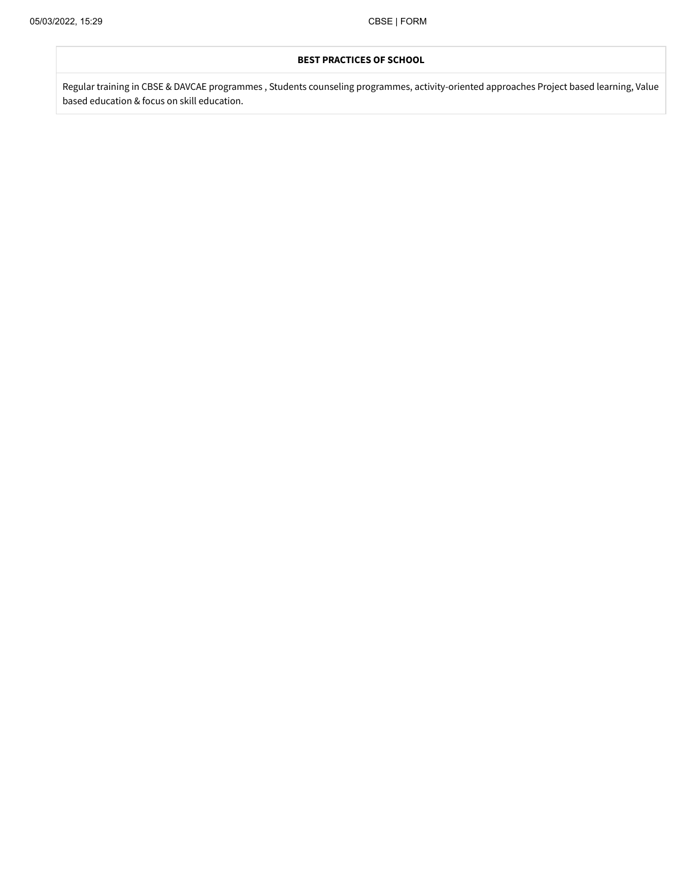| BEST PRACTICES OF SCHOOL |
| --- |
| Regular training in CBSE & DAVCAE programmes , Students counseling programmes, activity-oriented approaches Project based learning, Value based education & focus on skill education. |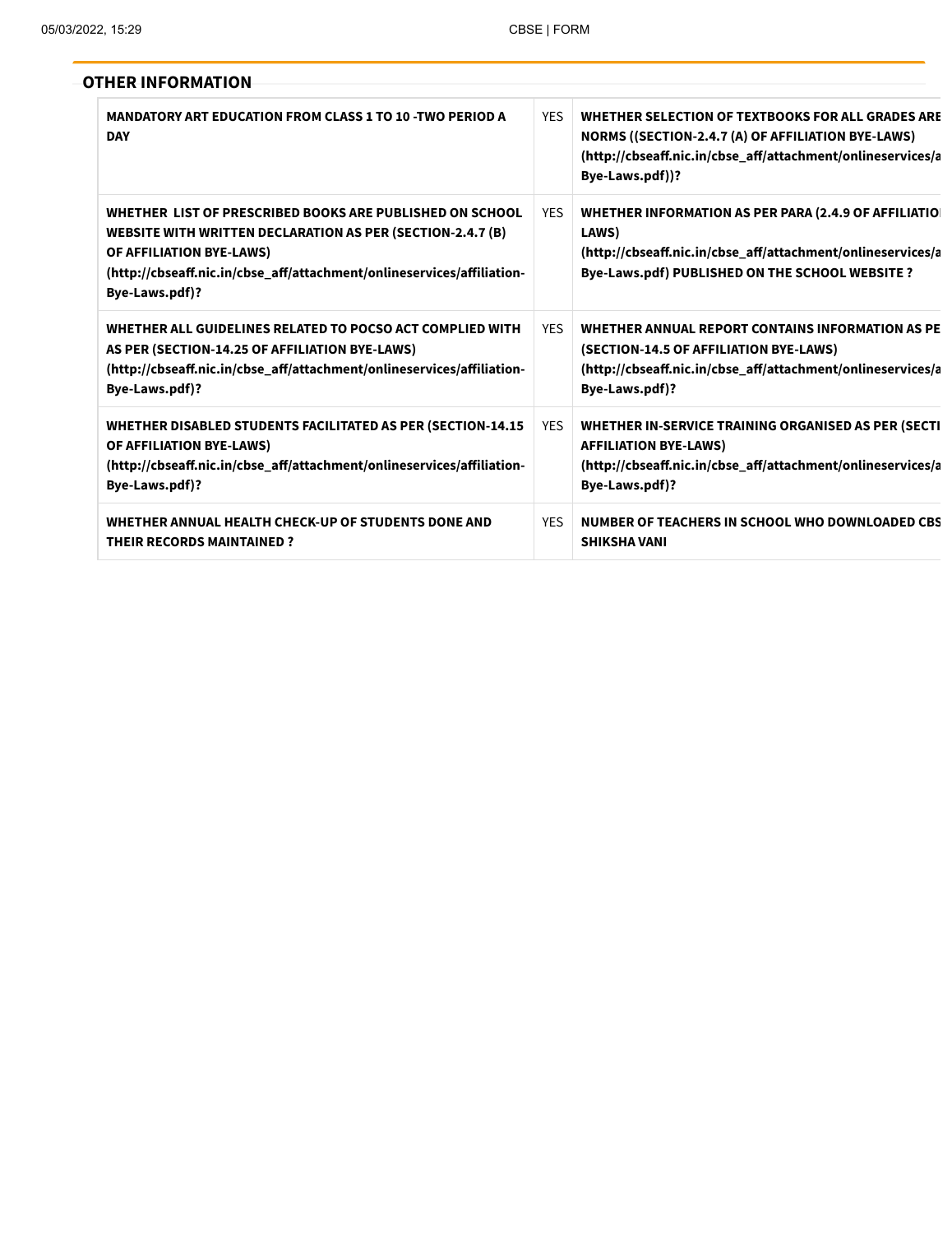## OTHER INFORMATION

| | | |
|---|---|---|
| MANDATORY ART EDUCATION FROM CLASS 1 TO 10 -TWO PERIOD A DAY | YES | WHETHER SELECTION OF TEXTBOOKS FOR ALL GRADES ARE NORMS ((SECTION-2.4.7 (A) OF AFFILIATION BYE-LAWS) (http://cbseaff.nic.in/cbse_aff/attachment/onlineservices/a Bye-Laws.pdf))? |
| WHETHER LIST OF PRESCRIBED BOOKS ARE PUBLISHED ON SCHOOL WEBSITE WITH WRITTEN DECLARATION AS PER (SECTION-2.4.7 (B) OF AFFILIATION BYE-LAWS) (http://cbseaff.nic.in/cbse_aff/attachment/onlineservices/affiliation-Bye-Laws.pdf)? | YES | WHETHER INFORMATION AS PER PARA (2.4.9 OF AFFILIATIO LAWS) (http://cbseaff.nic.in/cbse_aff/attachment/onlineservices/a Bye-Laws.pdf) PUBLISHED ON THE SCHOOL WEBSITE ? |
| WHETHER ALL GUIDELINES RELATED TO POCSO ACT COMPLIED WITH AS PER (SECTION-14.25 OF AFFILIATION BYE-LAWS) (http://cbseaff.nic.in/cbse_aff/attachment/onlineservices/affiliation-Bye-Laws.pdf)? | YES | WHETHER ANNUAL REPORT CONTAINS INFORMATION AS PE (SECTION-14.5 OF AFFILIATION BYE-LAWS) (http://cbseaff.nic.in/cbse_aff/attachment/onlineservices/a Bye-Laws.pdf)? |
| WHETHER DISABLED STUDENTS FACILITATED AS PER (SECTION-14.15 OF AFFILIATION BYE-LAWS) (http://cbseaff.nic.in/cbse_aff/attachment/onlineservices/affiliation-Bye-Laws.pdf)? | YES | WHETHER IN-SERVICE TRAINING ORGANISED AS PER (SECTI AFFILIATION BYE-LAWS) (http://cbseaff.nic.in/cbse_aff/attachment/onlineservices/a Bye-Laws.pdf)? |
| WHETHER ANNUAL HEALTH CHECK-UP OF STUDENTS DONE AND THEIR RECORDS MAINTAINED ? | YES | NUMBER OF TEACHERS IN SCHOOL WHO DOWNLOADED CBS SHIKSHA VANI |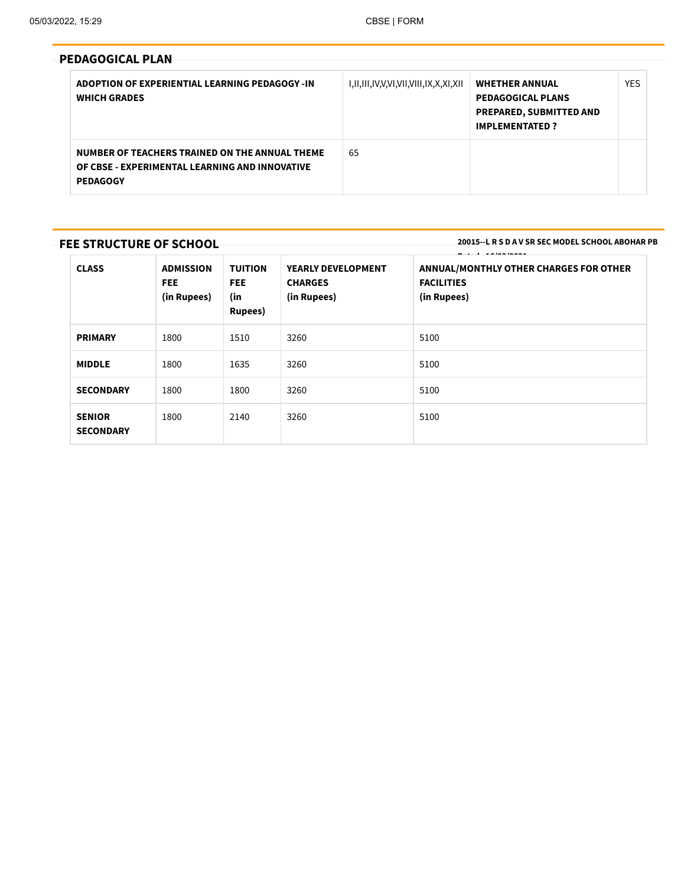## PEDAGOGICAL PLAN

| ADOPTION OF EXPERIENTIAL LEARNING PEDAGOGY -IN WHICH GRADES | I,II,III,IV,V,VI,VII,VIII,IX,X,XI,XII | WHETHER ANNUAL PEDAGOGICAL PLANS PREPARED, SUBMITTED AND IMPLEMENTATED ? | YES |
|---|---|---|---|
| NUMBER OF TEACHERS TRAINED ON THE ANNUAL THEME OF CBSE - EXPERIMENTAL LEARNING AND INNOVATIVE PEDAGOGY | 65 | | |

## FEE STRUCTURE OF SCHOOL

**20015--L R S D A V SR SEC MODEL SCHOOL ABOHAR PB**

| CLASS | ADMISSION FEE (in Rupees) | TUITION FEE (in Rupees) | YEARLY DEVELOPMENT CHARGES (in Rupees) | ANNUAL/MONTHLY OTHER CHARGES FOR OTHER FACILITIES (in Rupees) |
|---|---|---|---|---|
| PRIMARY | 1800 | 1510 | 3260 | 5100 |
| MIDDLE | 1800 | 1635 | 3260 | 5100 |
| SECONDARY | 1800 | 1800 | 3260 | 5100 |
| SENIOR SECONDARY | 1800 | 2140 | 3260 | 5100 |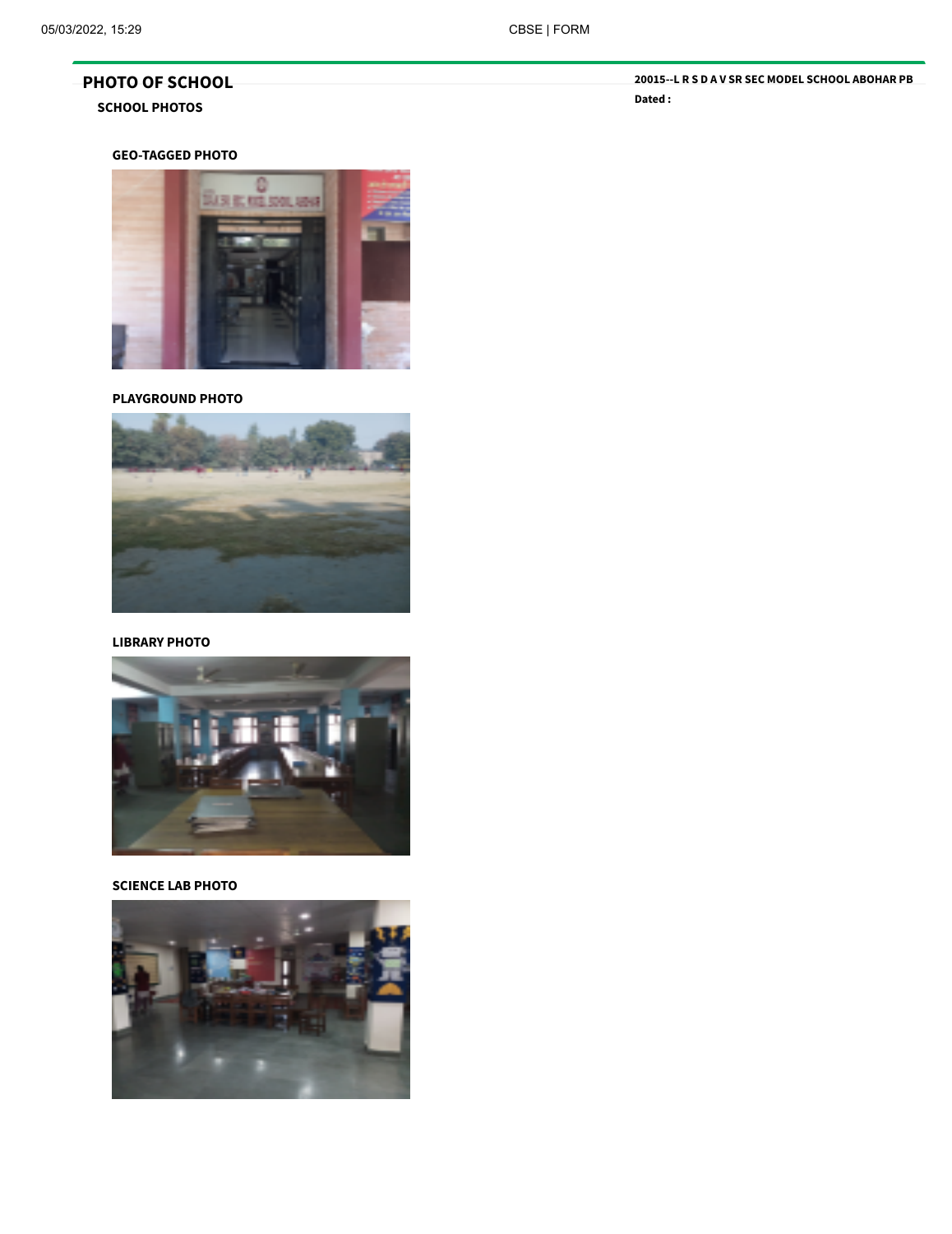## PHOTO OF SCHOOL

**20015--L R S D A V SR SEC MODEL SCHOOL ABOHAR PB**

**Dated :**

### SCHOOL PHOTOS

**GEO-TAGGED PHOTO**

**PLAYGROUND PHOTO**

**LIBRARY PHOTO**

**SCIENCE LAB PHOTO**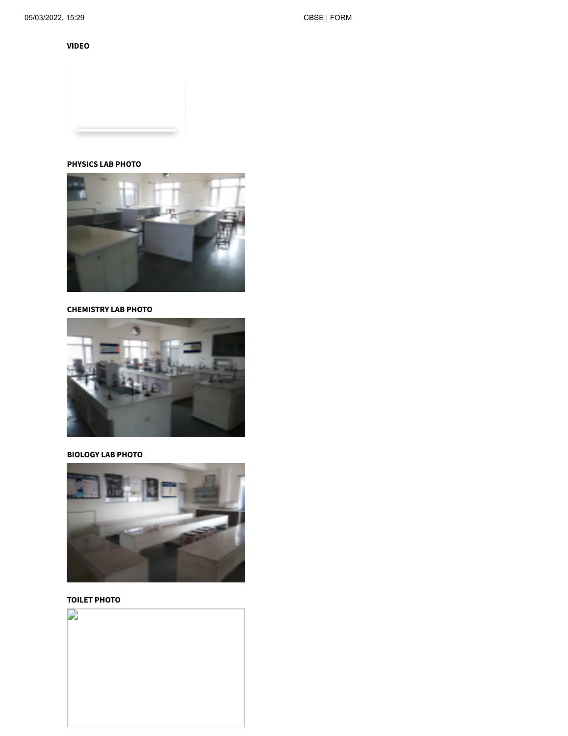**VIDEO**

**PHYSICS LAB PHOTO**

**CHEMISTRY LAB PHOTO**

**BIOLOGY LAB PHOTO**

**TOILET PHOTO**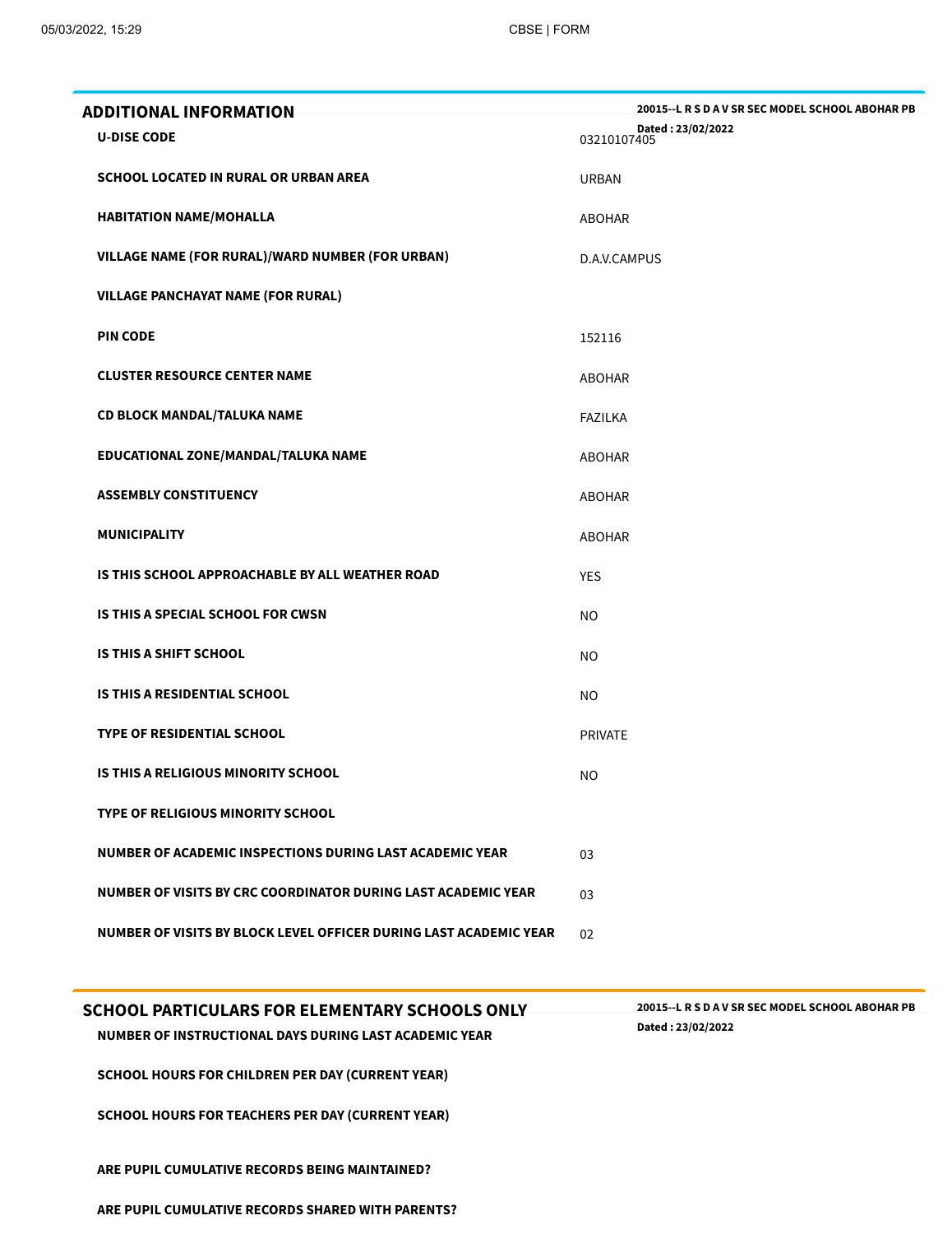## ADDITIONAL INFORMATION

20015--L R S D A V SR SEC MODEL SCHOOL ABOHAR PB
Dated : 23/02/2022

| | |
|---|---|
| **U-DISE CODE** | 03210107405 |
| **SCHOOL LOCATED IN RURAL OR URBAN AREA** | URBAN |
| **HABITATION NAME/MOHALLA** | ABOHAR |
| **VILLAGE NAME (FOR RURAL)/WARD NUMBER (FOR URBAN)** | D.A.V.CAMPUS |
| **VILLAGE PANCHAYAT NAME (FOR RURAL)** | |
| **PIN CODE** | 152116 |
| **CLUSTER RESOURCE CENTER NAME** | ABOHAR |
| **CD BLOCK MANDAL/TALUKA NAME** | FAZILKA |
| **EDUCATIONAL ZONE/MANDAL/TALUKA NAME** | ABOHAR |
| **ASSEMBLY CONSTITUENCY** | ABOHAR |
| **MUNICIPALITY** | ABOHAR |
| **IS THIS SCHOOL APPROACHABLE BY ALL WEATHER ROAD** | YES |
| **IS THIS A SPECIAL SCHOOL FOR CWSN** | NO |
| **IS THIS A SHIFT SCHOOL** | NO |
| **IS THIS A RESIDENTIAL SCHOOL** | NO |
| **TYPE OF RESIDENTIAL SCHOOL** | PRIVATE |
| **IS THIS A RELIGIOUS MINORITY SCHOOL** | NO |
| **TYPE OF RELIGIOUS MINORITY SCHOOL** | |
| **NUMBER OF ACADEMIC INSPECTIONS DURING LAST ACADEMIC YEAR** | 03 |
| **NUMBER OF VISITS BY CRC COORDINATOR DURING LAST ACADEMIC YEAR** | 03 |
| **NUMBER OF VISITS BY BLOCK LEVEL OFFICER DURING LAST ACADEMIC YEAR** | 02 |

## SCHOOL PARTICULARS FOR ELEMENTARY SCHOOLS ONLY

20015--L R S D A V SR SEC MODEL SCHOOL ABOHAR PB
Dated : 23/02/2022

| | |
|---|---|
| **NUMBER OF INSTRUCTIONAL DAYS DURING LAST ACADEMIC YEAR** | |
| **SCHOOL HOURS FOR CHILDREN PER DAY (CURRENT YEAR)** | |
| **SCHOOL HOURS FOR TEACHERS PER DAY (CURRENT YEAR)** | |
| **ARE PUPIL CUMULATIVE RECORDS BEING MAINTAINED?** | |
| **ARE PUPIL CUMULATIVE RECORDS SHARED WITH PARENTS?** | |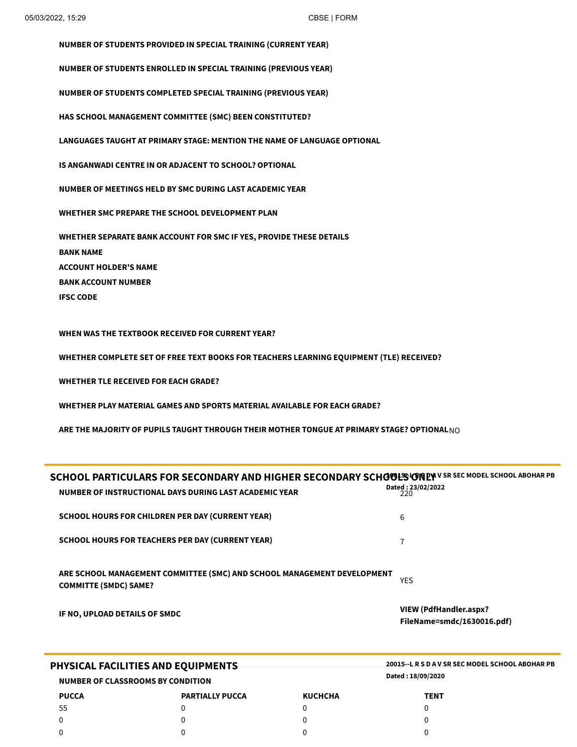**NUMBER OF STUDENTS PROVIDED IN SPECIAL TRAINING (CURRENT YEAR)**

**NUMBER OF STUDENTS ENROLLED IN SPECIAL TRAINING (PREVIOUS YEAR)**

**NUMBER OF STUDENTS COMPLETED SPECIAL TRAINING (PREVIOUS YEAR)**

**HAS SCHOOL MANAGEMENT COMMITTEE (SMC) BEEN CONSTITUTED?**

**LANGUAGES TAUGHT AT PRIMARY STAGE: MENTION THE NAME OF LANGUAGE OPTIONAL**

**IS ANGANWADI CENTRE IN OR ADJACENT TO SCHOOL? OPTIONAL**

**NUMBER OF MEETINGS HELD BY SMC DURING LAST ACADEMIC YEAR**

**WHETHER SMC PREPARE THE SCHOOL DEVELOPMENT PLAN**

**WHETHER SEPARATE BANK ACCOUNT FOR SMC IF YES, PROVIDE THESE DETAILS**
**BANK NAME**
**ACCOUNT HOLDER'S NAME**
**BANK ACCOUNT NUMBER**
**IFSC CODE**

**WHEN WAS THE TEXTBOOK RECEIVED FOR CURRENT YEAR?**

**WHETHER COMPLETE SET OF FREE TEXT BOOKS FOR TEACHERS LEARNING EQUIPMENT (TLE) RECEIVED?**

**WHETHER TLE RECEIVED FOR EACH GRADE?**

**WHETHER PLAY MATERIAL GAMES AND SPORTS MATERIAL AVAILABLE FOR EACH GRADE?**

**ARE THE MAJORITY OF PUPILS TAUGHT THROUGH THEIR MOTHER TONGUE AT PRIMARY STAGE? OPTIONAL** NO

## SCHOOL PARTICULARS FOR SECONDARY AND HIGHER SECONDARY SCHOOLS ONLY

**20015--L R S D A V SR SEC MODEL SCHOOL ABOHAR PB**
**Dated : 23/02/2022**

| | |
|---|---|
| **NUMBER OF INSTRUCTIONAL DAYS DURING LAST ACADEMIC YEAR** | 220 |
| **SCHOOL HOURS FOR CHILDREN PER DAY (CURRENT YEAR)** | 6 |
| **SCHOOL HOURS FOR TEACHERS PER DAY (CURRENT YEAR)** | 7 |
| **ARE SCHOOL MANAGEMENT COMMITTEE (SMC) AND SCHOOL MANAGEMENT DEVELOPMENT COMMITTE (SMDC) SAME?** | YES |
| **IF NO, UPLOAD DETAILS OF SMDC** | **VIEW (PdfHandler.aspx?FileName=smdc/1630016.pdf)** |

## PHYSICAL FACILITIES AND EQUIPMENTS

**20015--L R S D A V SR SEC MODEL SCHOOL ABOHAR PB**
**Dated : 18/09/2020**

**NUMBER OF CLASSROOMS BY CONDITION**

| PUCCA | PARTIALLY PUCCA | KUCHCHA | TENT |
|---|---|---|---|
| 55 | 0 | 0 | 0 |
| 0 | 0 | 0 | 0 |
| 0 | 0 | 0 | 0 |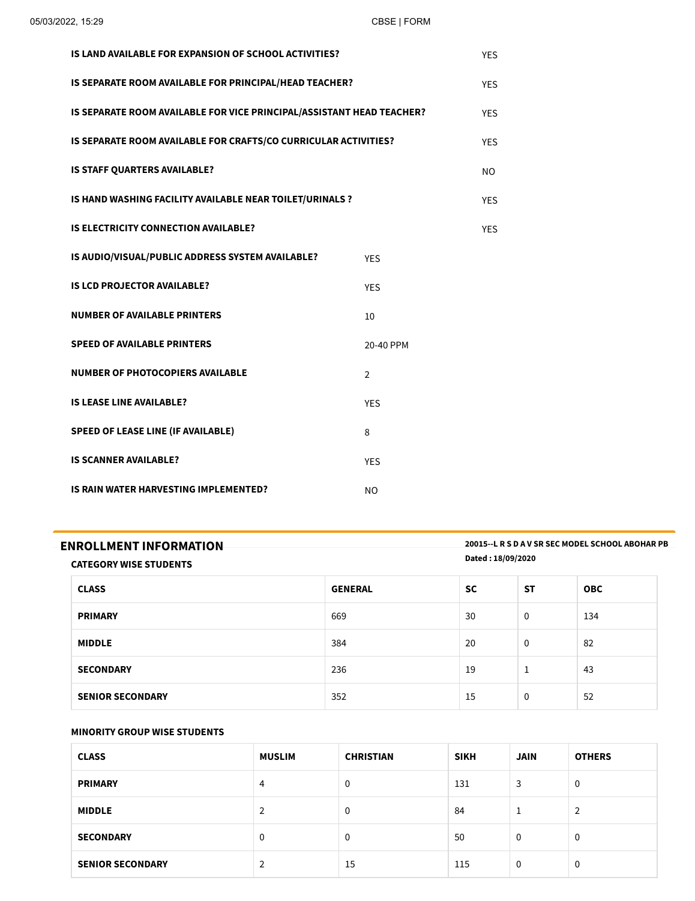| | |
|---|---|
| **IS LAND AVAILABLE FOR EXPANSION OF SCHOOL ACTIVITIES?** | YES |
| **IS SEPARATE ROOM AVAILABLE FOR PRINCIPAL/HEAD TEACHER?** | YES |
| **IS SEPARATE ROOM AVAILABLE FOR VICE PRINCIPAL/ASSISTANT HEAD TEACHER?** | YES |
| **IS SEPARATE ROOM AVAILABLE FOR CRAFTS/CO CURRICULAR ACTIVITIES?** | YES |
| **IS STAFF QUARTERS AVAILABLE?** | NO |
| **IS HAND WASHING FACILITY AVAILABLE NEAR TOILET/URINALS ?** | YES |
| **IS ELECTRICITY CONNECTION AVAILABLE?** | YES |

| | |
|---|---|
| **IS AUDIO/VISUAL/PUBLIC ADDRESS SYSTEM AVAILABLE?** | YES |
| **IS LCD PROJECTOR AVAILABLE?** | YES |
| **NUMBER OF AVAILABLE PRINTERS** | 10 |
| **SPEED OF AVAILABLE PRINTERS** | 20-40 PPM |
| **NUMBER OF PHOTOCOPIERS AVAILABLE** | 2 |
| **IS LEASE LINE AVAILABLE?** | YES |
| **SPEED OF LEASE LINE (IF AVAILABLE)** | 8 |
| **IS SCANNER AVAILABLE?** | YES |
| **IS RAIN WATER HARVESTING IMPLEMENTED?** | NO |

## ENROLLMENT INFORMATION

**20015--L R S D A V SR SEC MODEL SCHOOL ABOHAR PB**

**Dated : 18/09/2020**

### CATEGORY WISE STUDENTS

| CLASS | GENERAL | SC | ST | OBC |
|---|---|---|---|---|
| **PRIMARY** | 669 | 30 | 0 | 134 |
| **MIDDLE** | 384 | 20 | 0 | 82 |
| **SECONDARY** | 236 | 19 | 1 | 43 |
| **SENIOR SECONDARY** | 352 | 15 | 0 | 52 |

### MINORITY GROUP WISE STUDENTS

| CLASS | MUSLIM | CHRISTIAN | SIKH | JAIN | OTHERS |
|---|---|---|---|---|---|
| **PRIMARY** | 4 | 0 | 131 | 3 | 0 |
| **MIDDLE** | 2 | 0 | 84 | 1 | 2 |
| **SECONDARY** | 0 | 0 | 50 | 0 | 0 |
| **SENIOR SECONDARY** | 2 | 15 | 115 | 0 | 0 |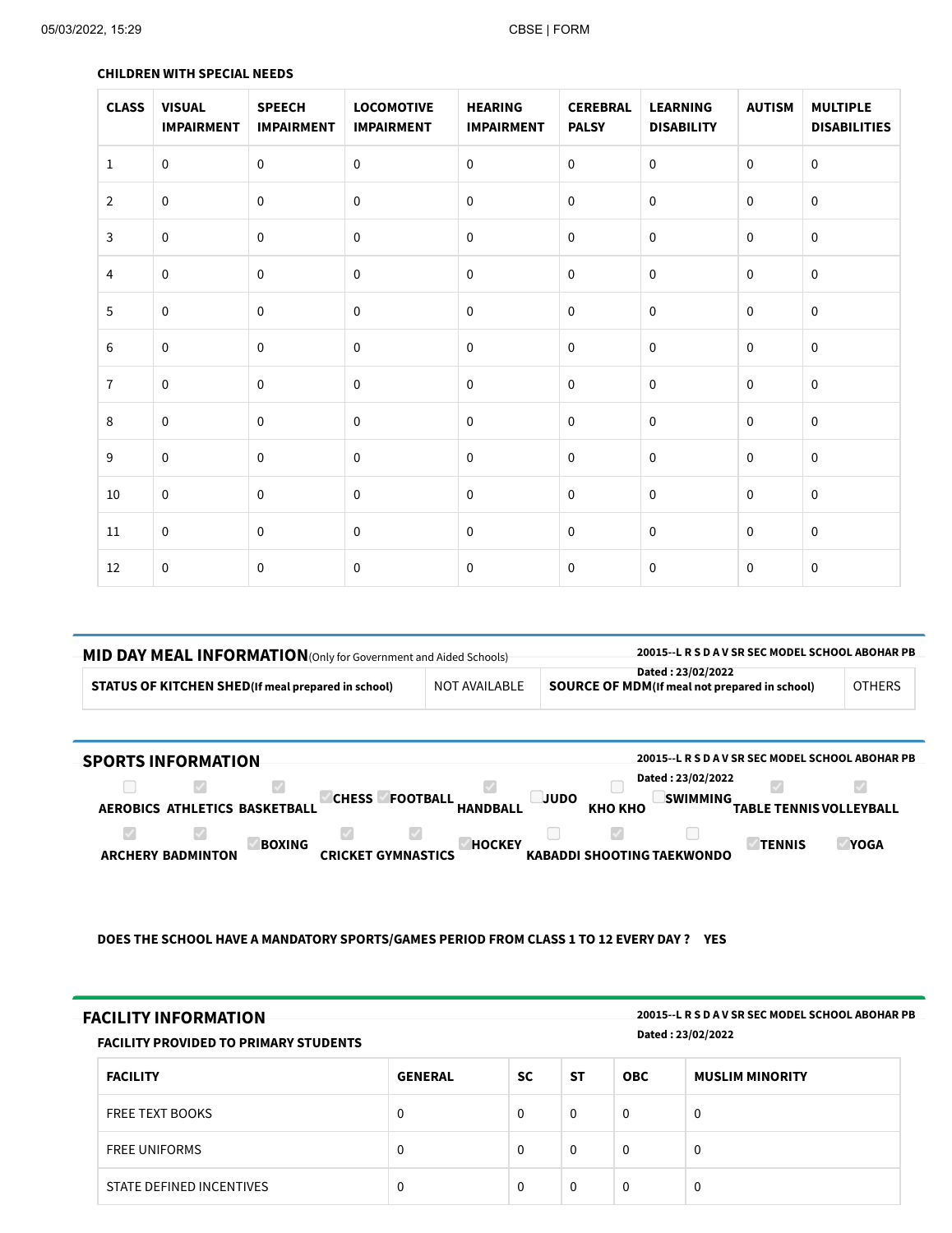### CHILDREN WITH SPECIAL NEEDS

| CLASS | VISUAL IMPAIRMENT | SPEECH IMPAIRMENT | LOCOMOTIVE IMPAIRMENT | HEARING IMPAIRMENT | CEREBRAL PALSY | LEARNING DISABILITY | AUTISM | MULTIPLE DISABILITIES |
|---|---|---|---|---|---|---|---|---|
| 1 | 0 | 0 | 0 | 0 | 0 | 0 | 0 | 0 |
| 2 | 0 | 0 | 0 | 0 | 0 | 0 | 0 | 0 |
| 3 | 0 | 0 | 0 | 0 | 0 | 0 | 0 | 0 |
| 4 | 0 | 0 | 0 | 0 | 0 | 0 | 0 | 0 |
| 5 | 0 | 0 | 0 | 0 | 0 | 0 | 0 | 0 |
| 6 | 0 | 0 | 0 | 0 | 0 | 0 | 0 | 0 |
| 7 | 0 | 0 | 0 | 0 | 0 | 0 | 0 | 0 |
| 8 | 0 | 0 | 0 | 0 | 0 | 0 | 0 | 0 |
| 9 | 0 | 0 | 0 | 0 | 0 | 0 | 0 | 0 |
| 10 | 0 | 0 | 0 | 0 | 0 | 0 | 0 | 0 |
| 11 | 0 | 0 | 0 | 0 | 0 | 0 | 0 | 0 |
| 12 | 0 | 0 | 0 | 0 | 0 | 0 | 0 | 0 |

## MID DAY MEAL INFORMATION (Only for Government and Aided Schools)

**20015--L R S D A V SR SEC MODEL SCHOOL ABOHAR PB**
**Dated : 23/02/2022**

| STATUS OF KITCHEN SHED (If meal prepared in school) | NOT AVAILABLE | SOURCE OF MDM (If meal not prepared in school) | OTHERS |
|---|---|---|---|

## SPORTS INFORMATION

**20015--L R S D A V SR SEC MODEL SCHOOL ABOHAR PB**
**Dated : 23/02/2022**

- [ ] AEROBICS
- [x] ATHLETICS
- [x] BASKETBALL
- [x] CHESS
- [x] FOOTBALL
- [x] HANDBALL
- [ ] JUDO
- [ ] KHO KHO
- [ ] SWIMMING
- [x] TABLE TENNIS
- [x] VOLLEYBALL
- [x] ARCHERY
- [x] BADMINTON
- [x] BOXING
- [x] CRICKET
- [x] GYMNASTICS
- [x] HOCKEY
- [ ] KABADDI
- [x] SHOOTING
- [ ] TAEKWONDO
- [x] TENNIS
- [x] YOGA

**DOES THE SCHOOL HAVE A MANDATORY SPORTS/GAMES PERIOD FROM CLASS 1 TO 12 EVERY DAY ? YES**

## FACILITY INFORMATION

**20015--L R S D A V SR SEC MODEL SCHOOL ABOHAR PB**
**Dated : 23/02/2022**

### FACILITY PROVIDED TO PRIMARY STUDENTS

| FACILITY | GENERAL | SC | ST | OBC | MUSLIM MINORITY |
|---|---|---|---|---|---|
| FREE TEXT BOOKS | 0 | 0 | 0 | 0 | 0 |
| FREE UNIFORMS | 0 | 0 | 0 | 0 | 0 |
| STATE DEFINED INCENTIVES | 0 | 0 | 0 | 0 | 0 |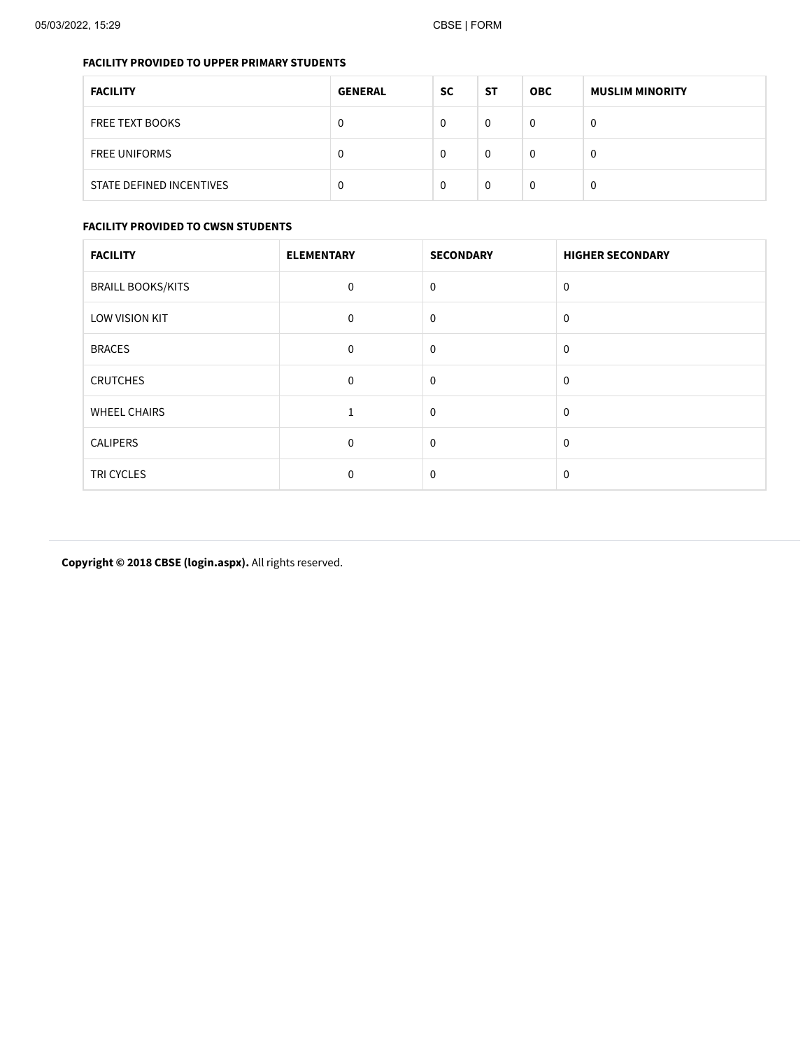#### FACILITY PROVIDED TO UPPER PRIMARY STUDENTS

| FACILITY | GENERAL | SC | ST | OBC | MUSLIM MINORITY |
| --- | --- | --- | --- | --- | --- |
| FREE TEXT BOOKS | 0 | 0 | 0 | 0 | 0 |
| FREE UNIFORMS | 0 | 0 | 0 | 0 | 0 |
| STATE DEFINED INCENTIVES | 0 | 0 | 0 | 0 | 0 |

#### FACILITY PROVIDED TO CWSN STUDENTS

| FACILITY | ELEMENTARY | SECONDARY | HIGHER SECONDARY |
| --- | --- | --- | --- |
| BRAILL BOOKS/KITS | 0 | 0 | 0 |
| LOW VISION KIT | 0 | 0 | 0 |
| BRACES | 0 | 0 | 0 |
| CRUTCHES | 0 | 0 | 0 |
| WHEEL CHAIRS | 1 | 0 | 0 |
| CALIPERS | 0 | 0 | 0 |
| TRI CYCLES | 0 | 0 | 0 |

**Copyright © 2018 CBSE (login.aspx).** All rights reserved.